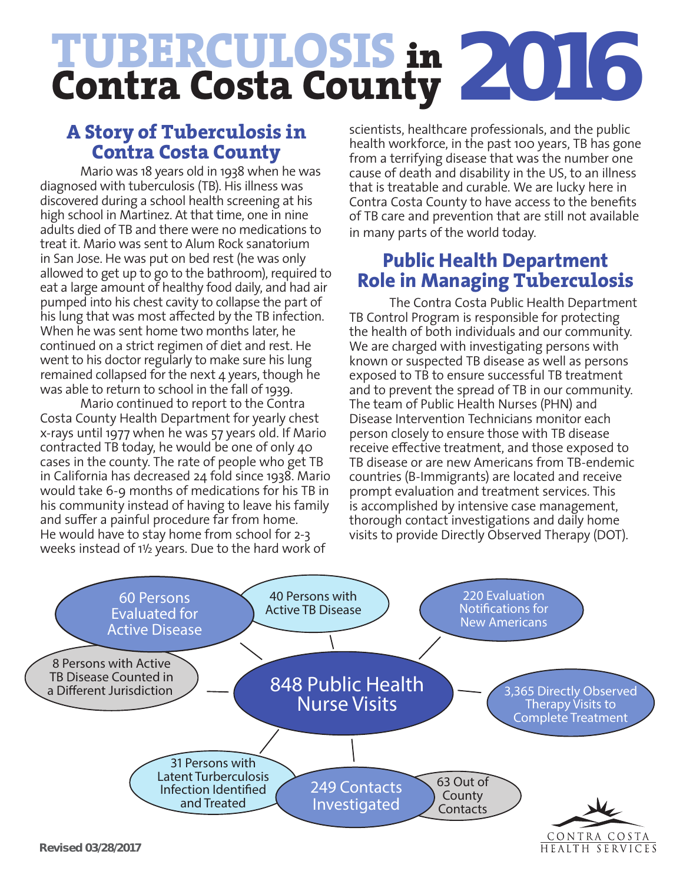# TUBERCULOSIS in Contra Costa County 2016

## A Story of Tuberculosis in Contra Costa County

Mario was 18 years old in 1938 when he was diagnosed with tuberculosis (TB). His illness was discovered during a school health screening at his high school in Martinez. At that time, one in nine adults died of TB and there were no medications to treat it. Mario was sent to Alum Rock sanatorium in San Jose. He was put on bed rest (he was only allowed to get up to go to the bathroom), required to eat a large amount of healthy food daily, and had air pumped into his chest cavity to collapse the part of his lung that was most affected by the TB infection. When he was sent home two months later, he continued on a strict regimen of diet and rest. He went to his doctor regularly to make sure his lung remained collapsed for the next 4 years, though he was able to return to school in the fall of 1939.

Mario continued to report to the Contra Costa County Health Department for yearly chest x-rays until 1977 when he was 57 years old. If Mario contracted TB today, he would be one of only 40 cases in the county. The rate of people who get TB in California has decreased 24 fold since 1938. Mario would take 6-9 months of medications for his TB in his community instead of having to leave his family and suffer a painful procedure far from home. He would have to stay home from school for 2-3 weeks instead of 1½ years. Due to the hard work of scientists, healthcare professionals, and the public health workforce, in the past 100 years, TB has gone from a terrifying disease that was the number one cause of death and disability in the US, to an illness that is treatable and curable. We are lucky here in Contra Costa County to have access to the benefits of TB care and prevention that are still not available in many parts of the world today.

## Public Health Department Role in Managing Tuberculosis

The Contra Costa Public Health Department TB Control Program is responsible for protecting the health of both individuals and our community. We are charged with investigating persons with known or suspected TB disease as well as persons exposed to TB to ensure successful TB treatment and to prevent the spread of TB in our community. The team of Public Health Nurses (PHN) and Disease Intervention Technicians monitor each person closely to ensure those with TB disease receive effective treatment, and those exposed to TB disease or are new Americans from TB-endemic countries (B-Immigrants) are located and receive prompt evaluation and treatment services. This is accomplished by intensive case management, thorough contact investigations and daily home visits to provide Directly Observed Therapy (DOT).

**848 Public Health Nurse Visits**

- 60 Persons Evaluated for Active Disease
- 40 Persons with Active TB Disease
- 8 Persons with Active TB Disease Counted in a Different Jurisdiction
- 220 Evaluation Notifications for New Americans
- 3,365 Directly Observed Therapy Visits to Complete Treatment
- 31 Persons with Latent Tuberculosis Infection Identified and Treated
- 249 Contacts Investigated
  - 63 Out of County Contacts

CONTRA COSTA HEALTH SERVICES

Revised 03/28/2017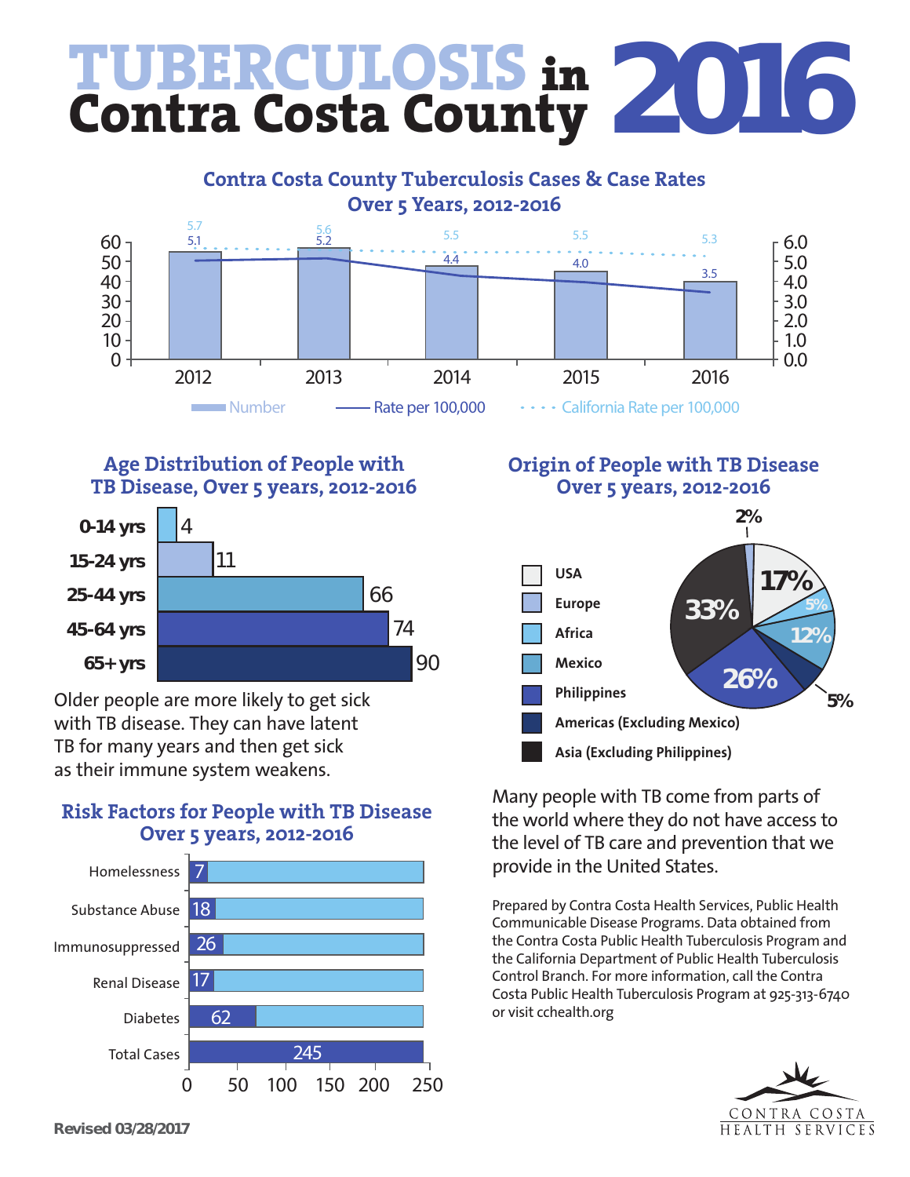# TUBERCULOSIS in Contra Costa County 2016

## Contra Costa County Tuberculosis Cases & Case Rates Over 5 Years, 2012-2016

60
50
40
30
20
10
0

6.0
5.0
4.0
3.0
2.0
1.0
0.0

2012: 5.7, 5.1
2013: 5.6, 5.2
2014: 5.5, 4.4
2015: 5.5, 4.0
2016: 5.3, 3.5

Number — Rate per 100,000 — California Rate per 100,000

## Age Distribution of People with TB Disease, Over 5 years, 2012-2016

0-14 yrs: 4
15-24 yrs: 11
25-44 yrs: 66
45-64 yrs: 74
65+ yrs: 90

Older people are more likely to get sick with TB disease. They can have latent TB for many years and then get sick as their immune system weakens.

## Risk Factors for People with TB Disease Over 5 years, 2012-2016

Homelessness: 7
Substance Abuse: 18
Immunosuppressed: 26
Renal Disease: 17
Diabetes: 62
Total Cases: 245

0 50 100 150 200 250

## Origin of People with TB Disease Over 5 years, 2012-2016

USA: 17%
Europe: 2%
Africa: 5%
Mexico: 12%
Philippines: 26%
Americas (Excluding Mexico): 5%
Asia (Excluding Philippines): 33%

Many people with TB come from parts of the world where they do not have access to the level of TB care and prevention that we provide in the United States.

Prepared by Contra Costa Health Services, Public Health Communicable Disease Programs. Data obtained from the Contra Costa Public Health Tuberculosis Program and the California Department of Public Health Tuberculosis Control Branch. For more information, call the Contra Costa Public Health Tuberculosis Program at 925-313-6740 or visit cchealth.org

CONTRA COSTA HEALTH SERVICES

Revised 03/28/2017